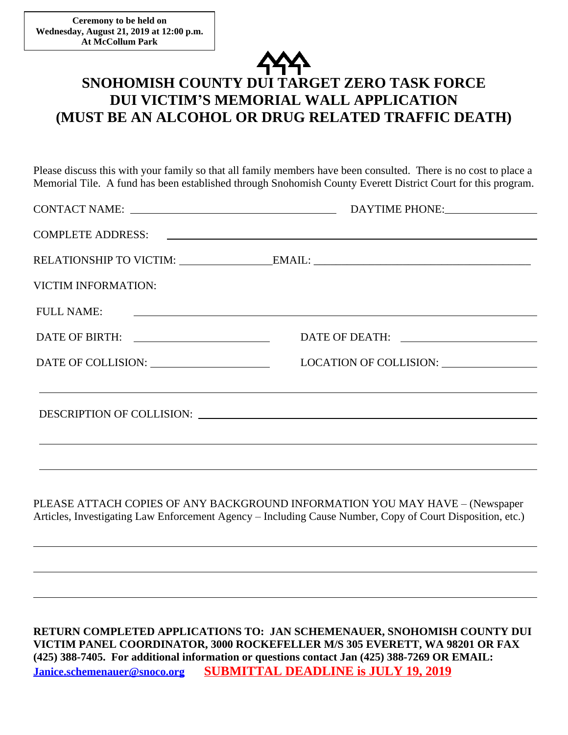**Ceremony to be held on Wednesday, August 21, 2019 at 12:00 p.m. At McCollum Park**

# SNOHOMISH COUNTY DUI TARGET ZERO TASK FORCE DUI VICTIM'S MEMORIAL WALL APPLICATION (MUST BE AN ALCOHOL OR DRUG RELATED TRAFFIC DEATH)

Please discuss this with your family so that all family members have been consulted. There is no cost to place a Memorial Tile. A fund has been established through Snohomish County Everett District Court for this program.

CONTACT NAME: ______________________________ DAYTIME PHONE: ______________

COMPLETE ADDRESS: ____________________________________________________

RELATIONSHIP TO VICTIM: ______________ EMAIL: ______________________________

VICTIM INFORMATION:

FULL NAME: ____________________________________________________________

DATE OF BIRTH: ____________________ DATE OF DEATH: ____________________

DATE OF COLLISION: ________________ LOCATION OF COLLISION: ______________

________________________________________________________________________

DESCRIPTION OF COLLISION: ______________________________________________

________________________________________________________________________

________________________________________________________________________

PLEASE ATTACH COPIES OF ANY BACKGROUND INFORMATION YOU MAY HAVE – (Newspaper Articles, Investigating Law Enforcement Agency – Including Cause Number, Copy of Court Disposition, etc.)

________________________________________________________________________

________________________________________________________________________

________________________________________________________________________

**RETURN COMPLETED APPLICATIONS TO: JAN SCHEMENAUER, SNOHOMISH COUNTY DUI VICTIM PANEL COORDINATOR, 3000 ROCKEFELLER M/S 305 EVERETT, WA 98201 OR FAX (425) 388-7405. For additional information or questions contact Jan (425) 388-7269 OR EMAIL: Janice.schemenauer@snoco.org** **SUBMITTAL DEADLINE is JULY 19, 2019**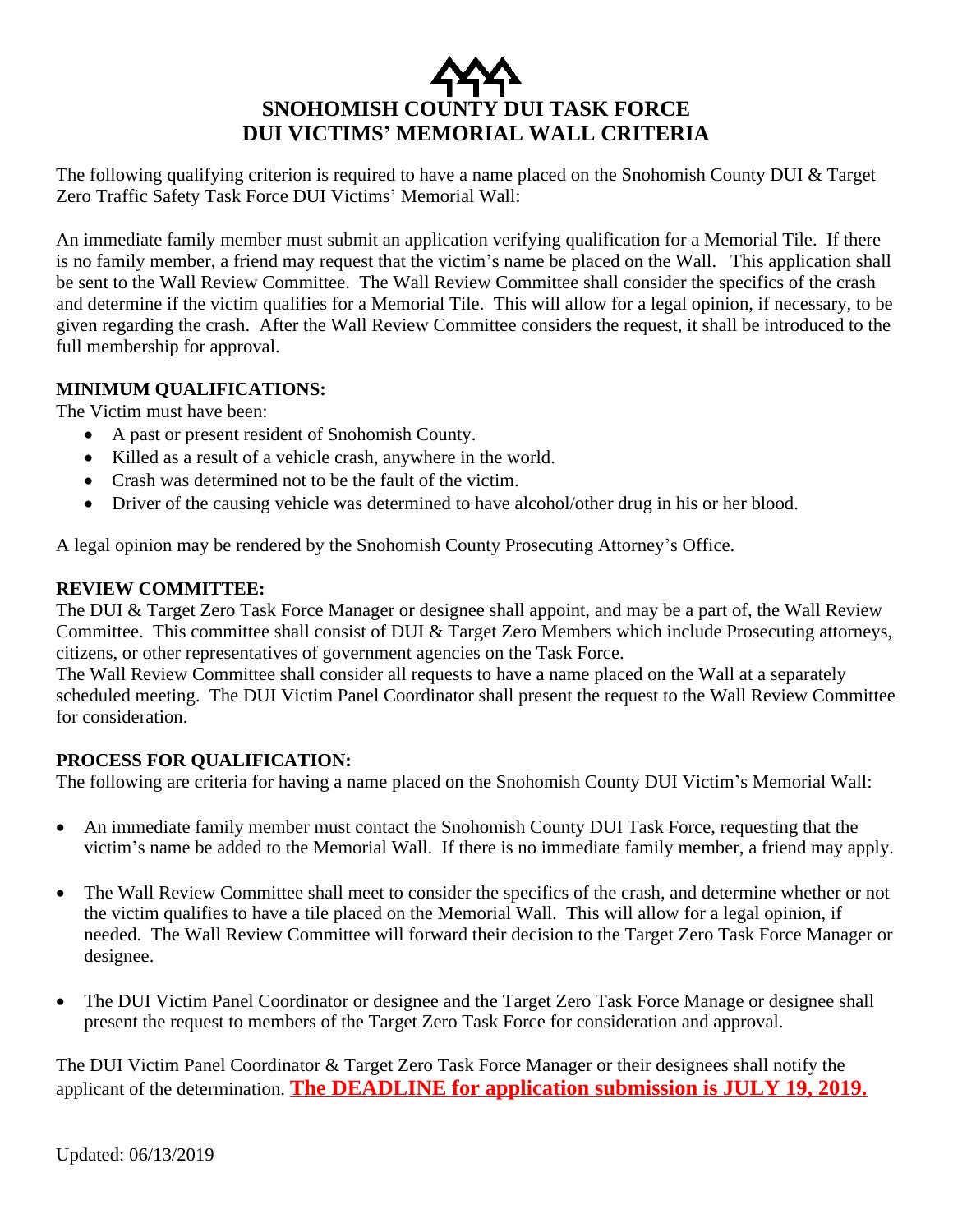# SNOHOMISH COUNTY DUI TASK FORCE
# DUI VICTIMS' MEMORIAL WALL CRITERIA

The following qualifying criterion is required to have a name placed on the Snohomish County DUI & Target Zero Traffic Safety Task Force DUI Victims' Memorial Wall:

An immediate family member must submit an application verifying qualification for a Memorial Tile. If there is no family member, a friend may request that the victim's name be placed on the Wall. This application shall be sent to the Wall Review Committee. The Wall Review Committee shall consider the specifics of the crash and determine if the victim qualifies for a Memorial Tile. This will allow for a legal opinion, if necessary, to be given regarding the crash. After the Wall Review Committee considers the request, it shall be introduced to the full membership for approval.

**MINIMUM QUALIFICATIONS:**

The Victim must have been:

- A past or present resident of Snohomish County.
- Killed as a result of a vehicle crash, anywhere in the world.
- Crash was determined not to be the fault of the victim.
- Driver of the causing vehicle was determined to have alcohol/other drug in his or her blood.

A legal opinion may be rendered by the Snohomish County Prosecuting Attorney's Office.

**REVIEW COMMITTEE:**

The DUI & Target Zero Task Force Manager or designee shall appoint, and may be a part of, the Wall Review Committee. This committee shall consist of DUI & Target Zero Members which include Prosecuting attorneys, citizens, or other representatives of government agencies on the Task Force.

The Wall Review Committee shall consider all requests to have a name placed on the Wall at a separately scheduled meeting. The DUI Victim Panel Coordinator shall present the request to the Wall Review Committee for consideration.

**PROCESS FOR QUALIFICATION:**

The following are criteria for having a name placed on the Snohomish County DUI Victim's Memorial Wall:

- An immediate family member must contact the Snohomish County DUI Task Force, requesting that the victim's name be added to the Memorial Wall. If there is no immediate family member, a friend may apply.

- The Wall Review Committee shall meet to consider the specifics of the crash, and determine whether or not the victim qualifies to have a tile placed on the Memorial Wall. This will allow for a legal opinion, if needed. The Wall Review Committee will forward their decision to the Target Zero Task Force Manager or designee.

- The DUI Victim Panel Coordinator or designee and the Target Zero Task Force Manage or designee shall present the request to members of the Target Zero Task Force for consideration and approval.

The DUI Victim Panel Coordinator & Target Zero Task Force Manager or their designees shall notify the applicant of the determination. **The DEADLINE for application submission is JULY 19, 2019.**

Updated: 06/13/2019